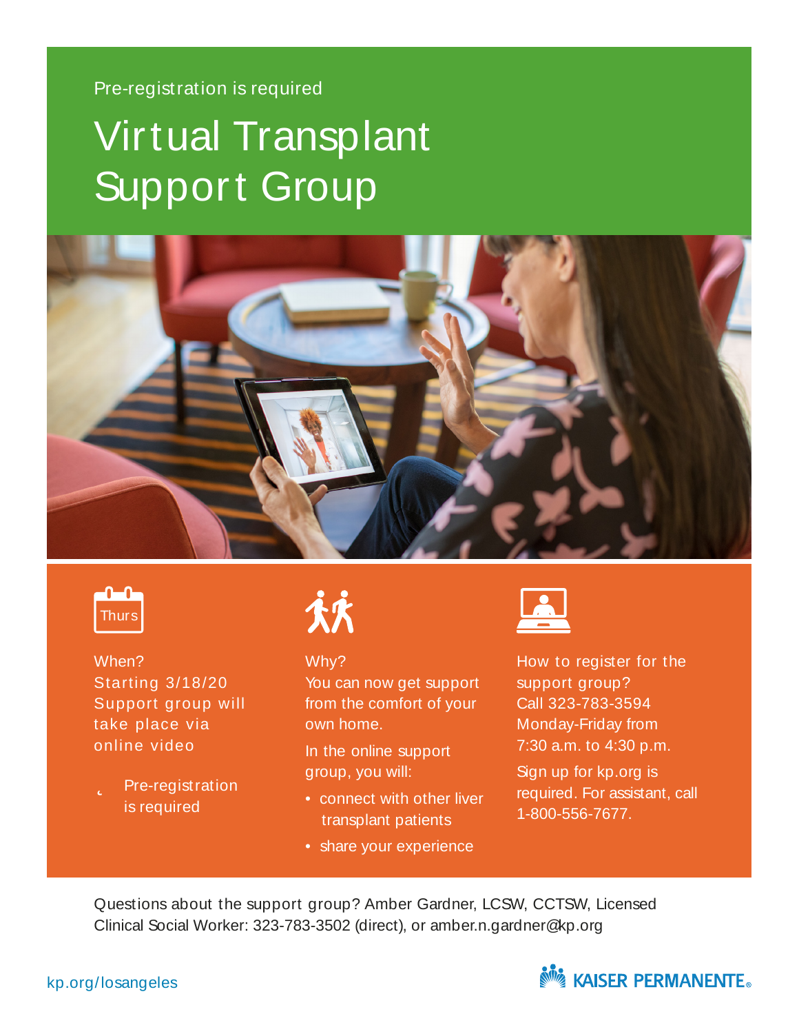Pre-registration is required

# Virtual Transplant Support Group

Thurs

When?
Starting 3/18/20
Support group will take place via online video

- Pre-registration is required

Why?
You can now get support from the comfort of your own home.

In the online support group, you will:

- connect with other liver transplant patients
- share your experience

How to register for the support group?
Call 323-783-3594
Monday-Friday from
7:30 a.m. to 4:30 p.m.

Sign up for kp.org is required. For assistant, call 1-800-556-7677.

Questions about the support group? Amber Gardner, LCSW, CCTSW, Licensed Clinical Social Worker: 323-783-3502 (direct), or amber.n.gardner@kp.org

kp.org/losangeles

KAISER PERMANENTE®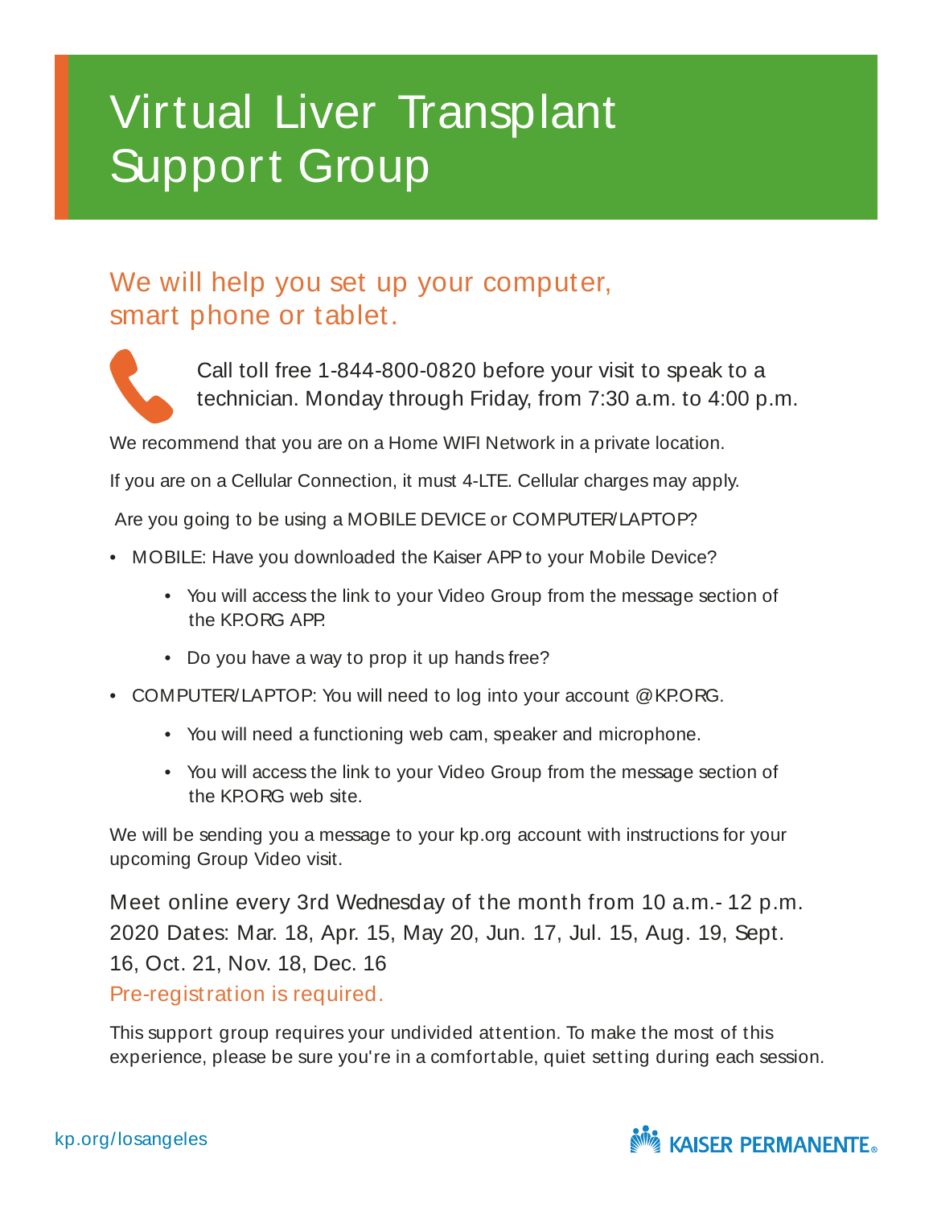# Virtual Liver Transplant Support Group

## We will help you set up your computer, smart phone or tablet.

Call toll free 1-844-800-0820 before your visit to speak to a technician. Monday through Friday, from 7:30 a.m. to 4:00 p.m.

We recommend that you are on a Home WIFI Network in a private location.

If you are on a Cellular Connection, it must 4-LTE. Cellular charges may apply.

Are you going to be using a MOBILE DEVICE or COMPUTER/LAPTOP?

- MOBILE: Have you downloaded the Kaiser APP to your Mobile Device?
  - You will access the link to your Video Group from the message section of the KP.ORG APP.
  - Do you have a way to prop it up hands free?
- COMPUTER/LAPTOP: You will need to log into your account @KP.ORG.
  - You will need a functioning web cam, speaker and microphone.
  - You will access the link to your Video Group from the message section of the KP.ORG web site.

We will be sending you a message to your kp.org account with instructions for your upcoming Group Video visit.

Meet online every 3rd Wednesday of the month from 10 a.m.- 12 p.m.
2020 Dates: Mar. 18, Apr. 15, May 20, Jun. 17, Jul. 15, Aug. 19, Sept. 16, Oct. 21, Nov. 18, Dec. 16

Pre-registration is required.

This support group requires your undivided attention. To make the most of this experience, please be sure you're in a comfortable, quiet setting during each session.

kp.org/losangeles

KAISER PERMANENTE®